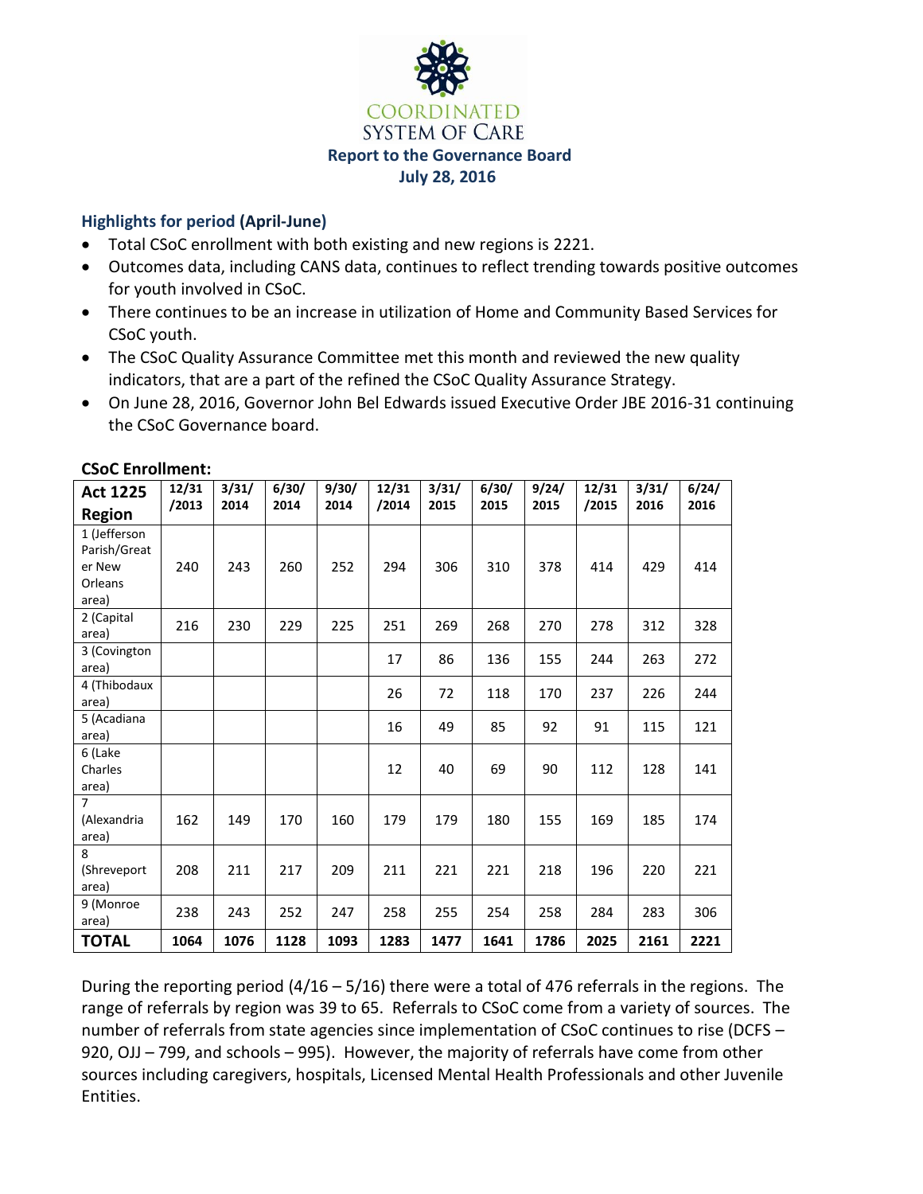# COORDINATED SYSTEM OF CARE

**Report to the Governance Board**
**July 28, 2016**

## Highlights for period (April-June)

- Total CSoC enrollment with both existing and new regions is 2221.
- Outcomes data, including CANS data, continues to reflect trending towards positive outcomes for youth involved in CSoC.
- There continues to be an increase in utilization of Home and Community Based Services for CSoC youth.
- The CSoC Quality Assurance Committee met this month and reviewed the new quality indicators, that are a part of the refined the CSoC Quality Assurance Strategy.
- On June 28, 2016, Governor John Bel Edwards issued Executive Order JBE 2016-31 continuing the CSoC Governance board.

**CSoC Enrollment:**

| Act 1225 Region | 12/31/2013 | 3/31/2014 | 6/30/2014 | 9/30/2014 | 12/31/2014 | 3/31/2015 | 6/30/2015 | 9/24/2015 | 12/31/2015 | 3/31/2016 | 6/24/2016 |
|---|---|---|---|---|---|---|---|---|---|---|---|
| 1 (Jefferson Parish/Greater New Orleans area) | 240 | 243 | 260 | 252 | 294 | 306 | 310 | 378 | 414 | 429 | 414 |
| 2 (Capital area) | 216 | 230 | 229 | 225 | 251 | 269 | 268 | 270 | 278 | 312 | 328 |
| 3 (Covington area) | | | | | 17 | 86 | 136 | 155 | 244 | 263 | 272 |
| 4 (Thibodaux area) | | | | | 26 | 72 | 118 | 170 | 237 | 226 | 244 |
| 5 (Acadiana area) | | | | | 16 | 49 | 85 | 92 | 91 | 115 | 121 |
| 6 (Lake Charles area) | | | | | 12 | 40 | 69 | 90 | 112 | 128 | 141 |
| 7 (Alexandria area) | 162 | 149 | 170 | 160 | 179 | 179 | 180 | 155 | 169 | 185 | 174 |
| 8 (Shreveport area) | 208 | 211 | 217 | 209 | 211 | 221 | 221 | 218 | 196 | 220 | 221 |
| 9 (Monroe area) | 238 | 243 | 252 | 247 | 258 | 255 | 254 | 258 | 284 | 283 | 306 |
| **TOTAL** | **1064** | **1076** | **1128** | **1093** | **1283** | **1477** | **1641** | **1786** | **2025** | **2161** | **2221** |

During the reporting period (4/16 – 5/16) there were a total of 476 referrals in the regions. The range of referrals by region was 39 to 65. Referrals to CSoC come from a variety of sources. The number of referrals from state agencies since implementation of CSoC continues to rise (DCFS – 920, OJJ – 799, and schools – 995). However, the majority of referrals have come from other sources including caregivers, hospitals, Licensed Mental Health Professionals and other Juvenile Entities.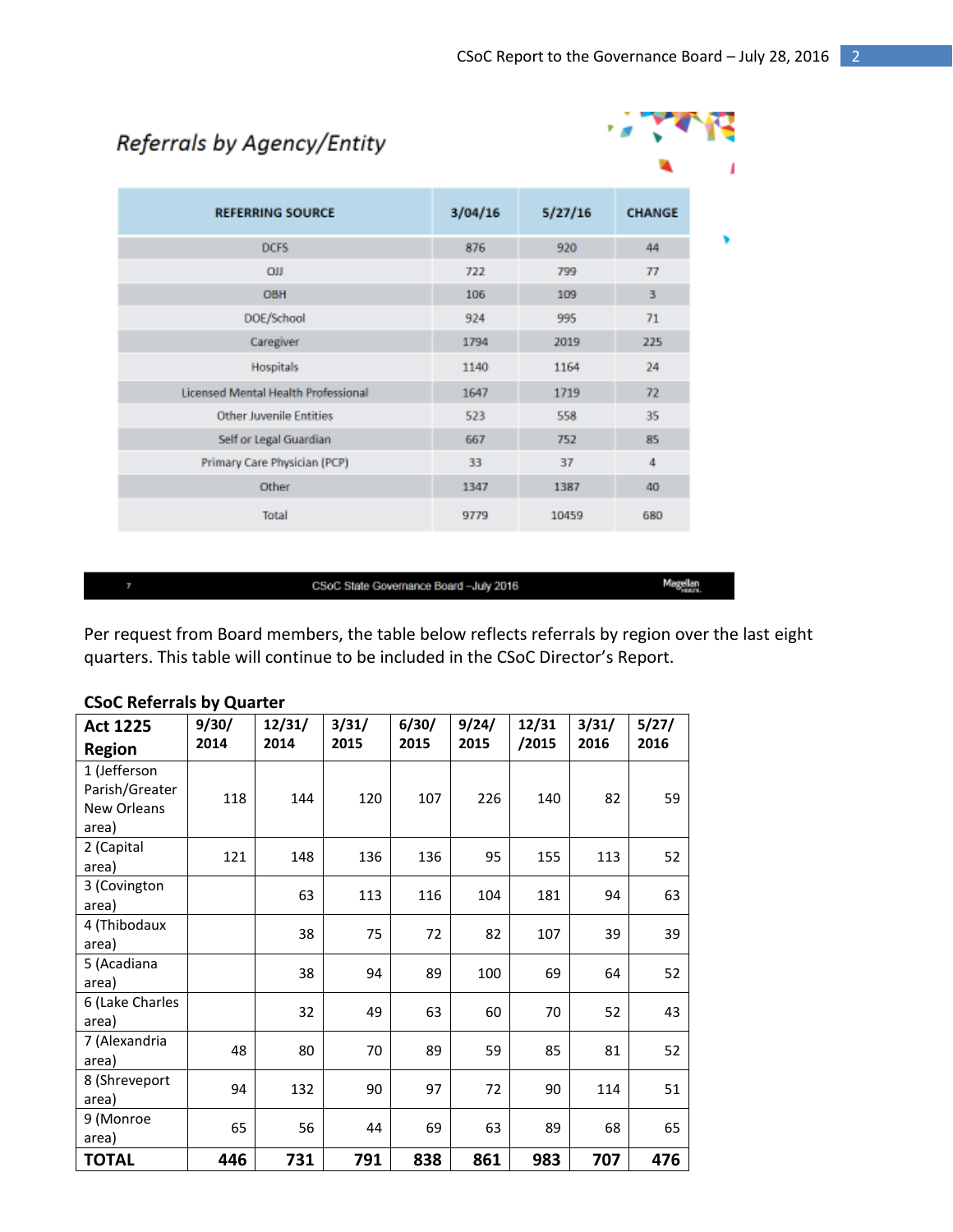## *Referrals by Agency/Entity*

| REFERRING SOURCE | 3/04/16 | 5/27/16 | CHANGE |
|---|---|---|---|
| DCFS | 876 | 920 | 44 |
| OJJ | 722 | 799 | 77 |
| OBH | 106 | 109 | 3 |
| DOE/School | 924 | 995 | 71 |
| Caregiver | 1794 | 2019 | 225 |
| Hospitals | 1140 | 1164 | 24 |
| Licensed Mental Health Professional | 1647 | 1719 | 72 |
| Other Juvenile Entities | 523 | 558 | 35 |
| Self or Legal Guardian | 667 | 752 | 85 |
| Primary Care Physician (PCP) | 33 | 37 | 4 |
| Other | 1347 | 1387 | 40 |
| Total | 9779 | 10459 | 680 |

7 CSoC State Governance Board –July 2016 Magellan

Per request from Board members, the table below reflects referrals by region over the last eight quarters. This table will continue to be included in the CSoC Director's Report.

**CSoC Referrals by Quarter**

| Act 1225 Region | 9/30/ 2014 | 12/31/ 2014 | 3/31/ 2015 | 6/30/ 2015 | 9/24/ 2015 | 12/31 /2015 | 3/31/ 2016 | 5/27/ 2016 |
|---|---|---|---|---|---|---|---|---|
| 1 (Jefferson Parish/Greater New Orleans area) | 118 | 144 | 120 | 107 | 226 | 140 | 82 | 59 |
| 2 (Capital area) | 121 | 148 | 136 | 136 | 95 | 155 | 113 | 52 |
| 3 (Covington area) | | 63 | 113 | 116 | 104 | 181 | 94 | 63 |
| 4 (Thibodaux area) | | 38 | 75 | 72 | 82 | 107 | 39 | 39 |
| 5 (Acadiana area) | | 38 | 94 | 89 | 100 | 69 | 64 | 52 |
| 6 (Lake Charles area) | | 32 | 49 | 63 | 60 | 70 | 52 | 43 |
| 7 (Alexandria area) | 48 | 80 | 70 | 89 | 59 | 85 | 81 | 52 |
| 8 (Shreveport area) | 94 | 132 | 90 | 97 | 72 | 90 | 114 | 51 |
| 9 (Monroe area) | 65 | 56 | 44 | 69 | 63 | 89 | 68 | 65 |
| **TOTAL** | **446** | **731** | **791** | **838** | **861** | **983** | **707** | **476** |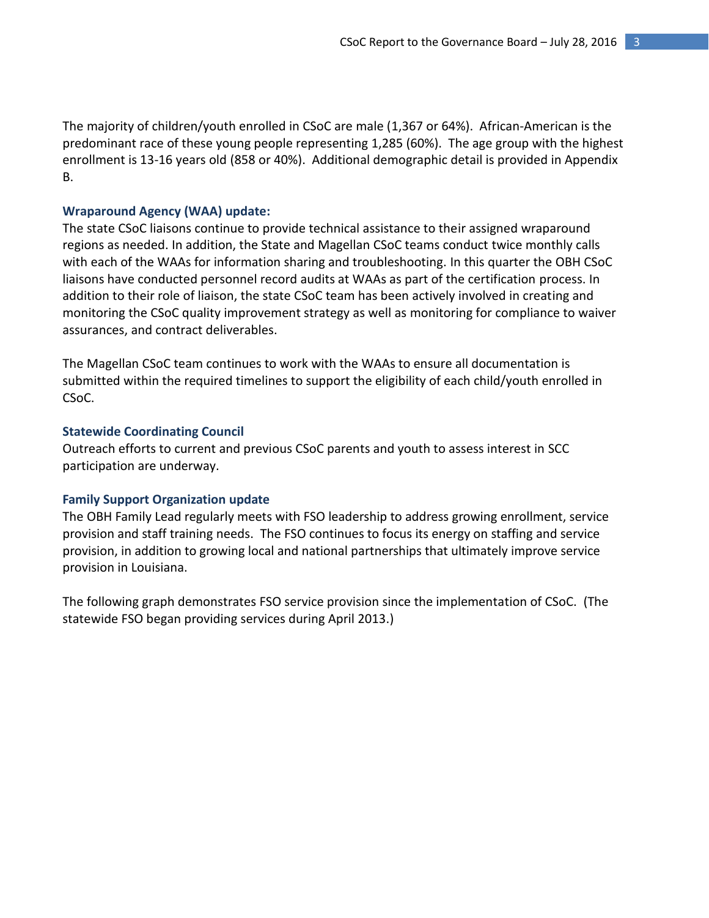The majority of children/youth enrolled in CSoC are male (1,367 or 64%). African-American is the predominant race of these young people representing 1,285 (60%). The age group with the highest enrollment is 13-16 years old (858 or 40%). Additional demographic detail is provided in Appendix B.

### Wraparound Agency (WAA) update:

The state CSoC liaisons continue to provide technical assistance to their assigned wraparound regions as needed. In addition, the State and Magellan CSoC teams conduct twice monthly calls with each of the WAAs for information sharing and troubleshooting. In this quarter the OBH CSoC liaisons have conducted personnel record audits at WAAs as part of the certification process. In addition to their role of liaison, the state CSoC team has been actively involved in creating and monitoring the CSoC quality improvement strategy as well as monitoring for compliance to waiver assurances, and contract deliverables.

The Magellan CSoC team continues to work with the WAAs to ensure all documentation is submitted within the required timelines to support the eligibility of each child/youth enrolled in CSoC.

### Statewide Coordinating Council

Outreach efforts to current and previous CSoC parents and youth to assess interest in SCC participation are underway.

### Family Support Organization update

The OBH Family Lead regularly meets with FSO leadership to address growing enrollment, service provision and staff training needs. The FSO continues to focus its energy on staffing and service provision, in addition to growing local and national partnerships that ultimately improve service provision in Louisiana.

The following graph demonstrates FSO service provision since the implementation of CSoC. (The statewide FSO began providing services during April 2013.)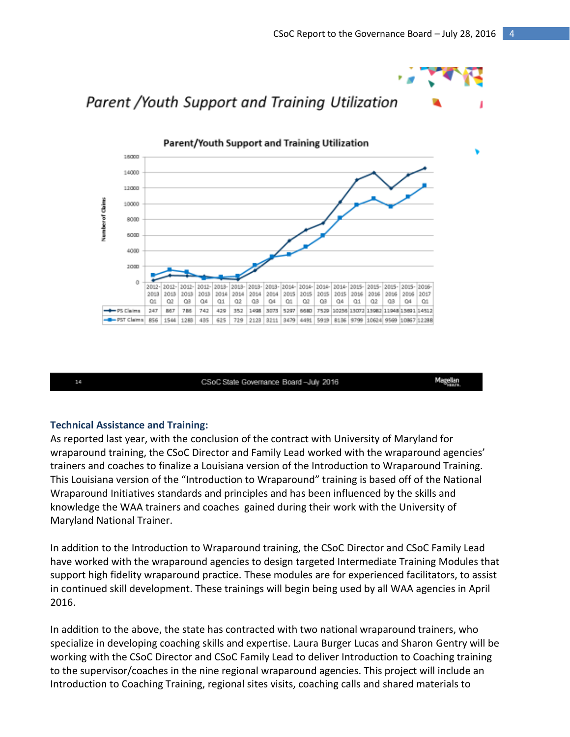## Parent /Youth Support and Training Utilization

**Parent/Youth Support and Training Utilization**

| | 2012-2013 Q1 | 2012-2013 Q2 | 2012-2013 Q3 | 2012-2013 Q4 | 2013-2014 Q1 | 2013-2014 Q2 | 2013-2014 Q3 | 2013-2014 Q4 | 2014-2015 Q1 | 2014-2015 Q2 | 2014-2015 Q3 | 2014-2015 Q4 | 2015-2016 Q1 | 2015-2016 Q2 | 2015-2016 Q3 | 2015-2016 Q4 | 2016-2017 Q1 |
|---|---|---|---|---|---|---|---|---|---|---|---|---|---|---|---|---|---|
| PS Claims | 247 | 867 | 786 | 742 | 429 | 352 | 1498 | 3073 | 5297 | 6680 | 7529 | 10236 | 13072 | 13982 | 11948 | 13691 | 14512 |
| PST Claims | 856 | 1544 | 1288 | 485 | 625 | 729 | 2123 | 3211 | 3479 | 4491 | 5919 | 8136 | 9799 | 10624 | 9569 | 10867 | 12288 |

CSoC State Governance Board – July 2016

**Technical Assistance and Training:**
As reported last year, with the conclusion of the contract with University of Maryland for wraparound training, the CSoC Director and Family Lead worked with the wraparound agencies' trainers and coaches to finalize a Louisiana version of the Introduction to Wraparound Training. This Louisiana version of the "Introduction to Wraparound" training is based off of the National Wraparound Initiatives standards and principles and has been influenced by the skills and knowledge the WAA trainers and coaches gained during their work with the University of Maryland National Trainer.

In addition to the Introduction to Wraparound training, the CSoC Director and CSoC Family Lead have worked with the wraparound agencies to design targeted Intermediate Training Modules that support high fidelity wraparound practice. These modules are for experienced facilitators, to assist in continued skill development. These trainings will begin being used by all WAA agencies in April 2016.

In addition to the above, the state has contracted with two national wraparound trainers, who specialize in developing coaching skills and expertise. Laura Burger Lucas and Sharon Gentry will be working with the CSoC Director and CSoC Family Lead to deliver Introduction to Coaching training to the supervisor/coaches in the nine regional wraparound agencies. This project will include an Introduction to Coaching Training, regional sites visits, coaching calls and shared materials to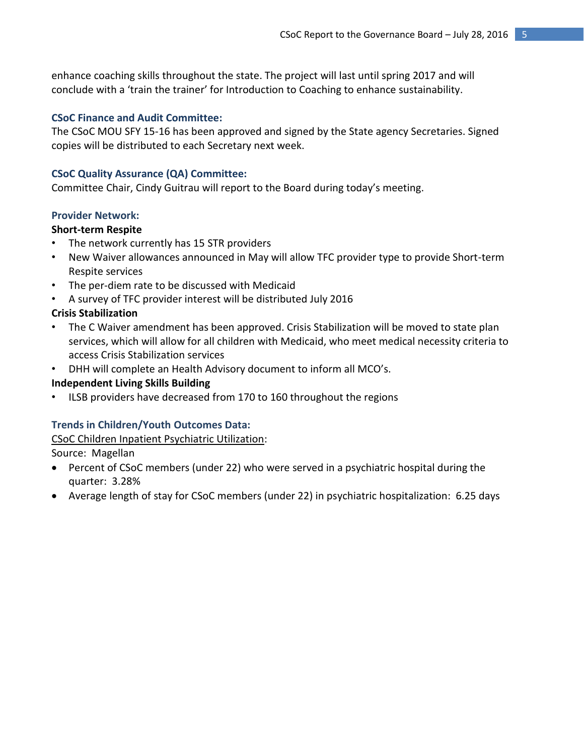enhance coaching skills throughout the state. The project will last until spring 2017 and will conclude with a ‘train the trainer’ for Introduction to Coaching to enhance sustainability.

### CSoC Finance and Audit Committee:

The CSoC MOU SFY 15-16 has been approved and signed by the State agency Secretaries. Signed copies will be distributed to each Secretary next week.

### CSoC Quality Assurance (QA) Committee:

Committee Chair, Cindy Guitrau will report to the Board during today’s meeting.

### Provider Network:

**Short-term Respite**

- The network currently has 15 STR providers
- New Waiver allowances announced in May will allow TFC provider type to provide Short-term Respite services
- The per-diem rate to be discussed with Medicaid
- A survey of TFC provider interest will be distributed July 2016

**Crisis Stabilization**

- The C Waiver amendment has been approved. Crisis Stabilization will be moved to state plan services, which will allow for all children with Medicaid, who meet medical necessity criteria to access Crisis Stabilization services
- DHH will complete an Health Advisory document to inform all MCO’s.

**Independent Living Skills Building**

- ILSB providers have decreased from 170 to 160 throughout the regions

### Trends in Children/Youth Outcomes Data:

<u>CSoC Children Inpatient Psychiatric Utilization</u>:

Source: Magellan

- Percent of CSoC members (under 22) who were served in a psychiatric hospital during the quarter: 3.28%
- Average length of stay for CSoC members (under 22) in psychiatric hospitalization: 6.25 days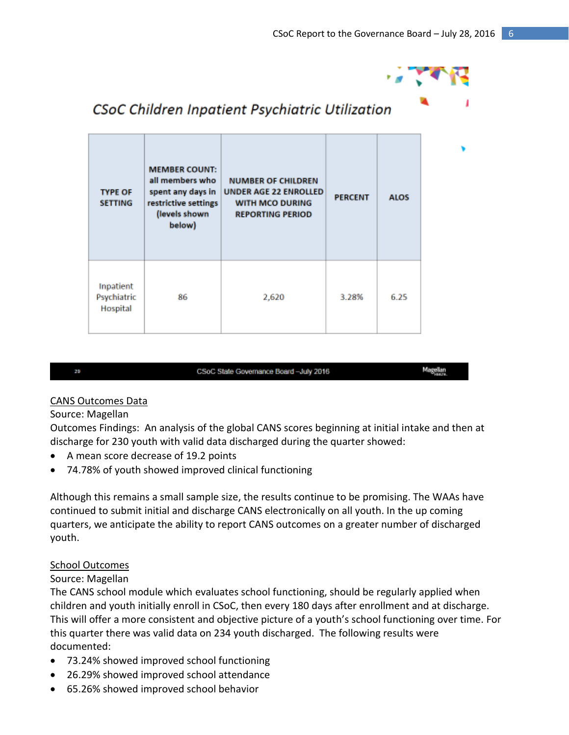## CSoC Children Inpatient Psychiatric Utilization

| TYPE OF SETTING | MEMBER COUNT: all members who spent any days in restrictive settings (levels shown below) | NUMBER OF CHILDREN UNDER AGE 22 ENROLLED WITH MCO DURING REPORTING PERIOD | PERCENT | ALOS |
|---|---|---|---|---|
| Inpatient Psychiatric Hospital | 86 | 2,620 | 3.28% | 6.25 |

29 CSoC State Governance Board –July 2016 Magellan

<u>CANS Outcomes Data</u>
Source: Magellan
Outcomes Findings: An analysis of the global CANS scores beginning at initial intake and then at discharge for 230 youth with valid data discharged during the quarter showed:

- A mean score decrease of 19.2 points
- 74.78% of youth showed improved clinical functioning

Although this remains a small sample size, the results continue to be promising. The WAAs have continued to submit initial and discharge CANS electronically on all youth. In the up coming quarters, we anticipate the ability to report CANS outcomes on a greater number of discharged youth.

<u>School Outcomes</u>
Source: Magellan
The CANS school module which evaluates school functioning, should be regularly applied when children and youth initially enroll in CSoC, then every 180 days after enrollment and at discharge. This will offer a more consistent and objective picture of a youth's school functioning over time. For this quarter there was valid data on 234 youth discharged. The following results were documented:

- 73.24% showed improved school functioning
- 26.29% showed improved school attendance
- 65.26% showed improved school behavior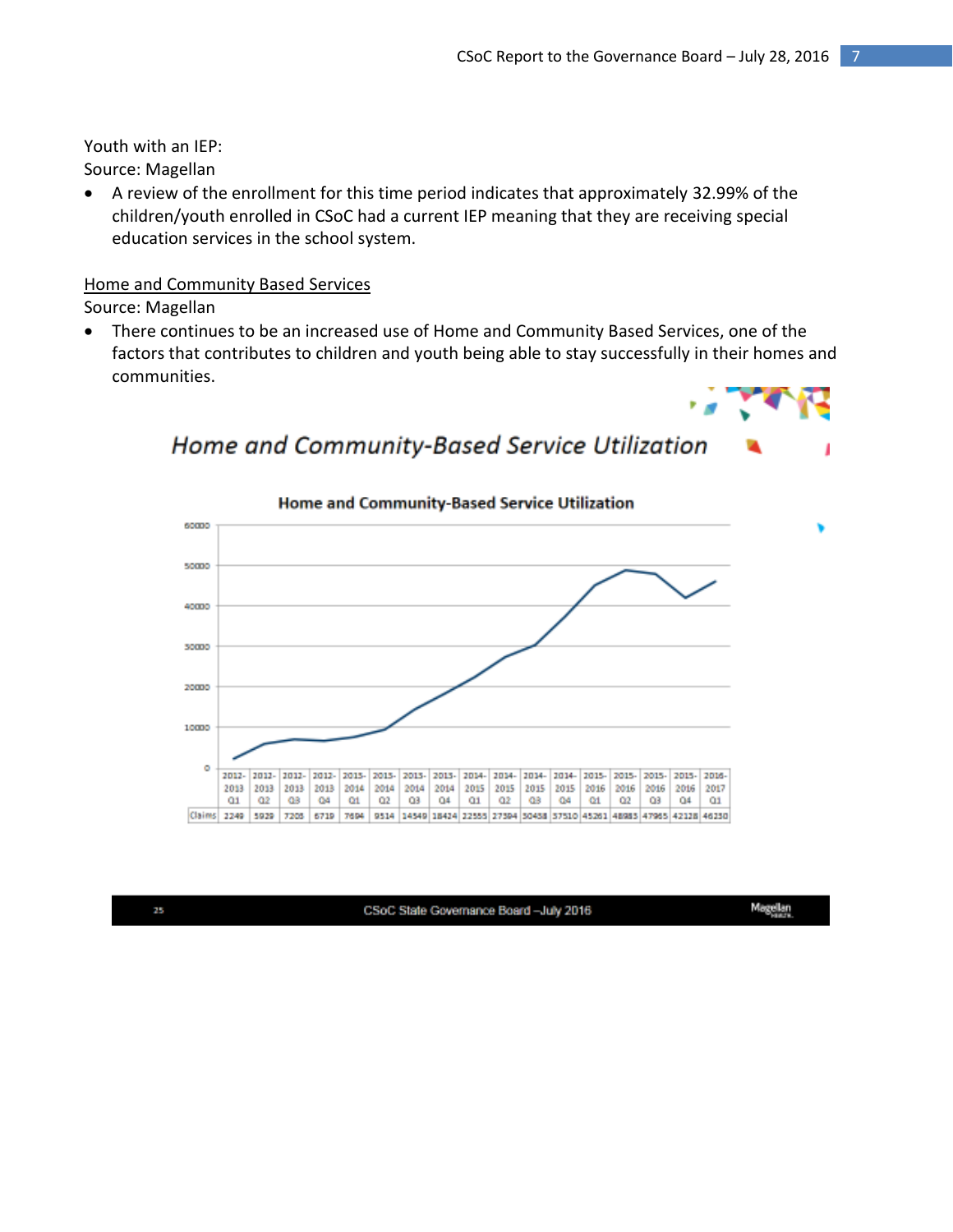Youth with an IEP:
Source: Magellan

- A review of the enrollment for this time period indicates that approximately 32.99% of the children/youth enrolled in CSoC had a current IEP meaning that they are receiving special education services in the school system.

<u>Home and Community Based Services</u>
Source: Magellan

- There continues to be an increased use of Home and Community Based Services, one of the factors that contributes to children and youth being able to stay successfully in their homes and communities.

*Home and Community-Based Service Utilization*

**Home and Community-Based Service Utilization**

| | 2012-2013 Q1 | 2012-2013 Q2 | 2012-2013 Q3 | 2012-2013 Q4 | 2013-2014 Q1 | 2013-2014 Q2 | 2013-2014 Q3 | 2013-2014 Q4 | 2014-2015 Q1 | 2014-2015 Q2 | 2014-2015 Q3 | 2014-2015 Q4 | 2015-2016 Q1 | 2015-2016 Q2 | 2015-2016 Q3 | 2015-2016 Q4 | 2016-2017 Q1 |
|---|---|---|---|---|---|---|---|---|---|---|---|---|---|---|---|---|---|
| Claims | 2249 | 5929 | 7205 | 6719 | 7694 | 9514 | 14549 | 18424 | 22555 | 27394 | 30458 | 37510 | 45261 | 48985 | 47965 | 42128 | 46230 |

CSoC State Governance Board – July 2016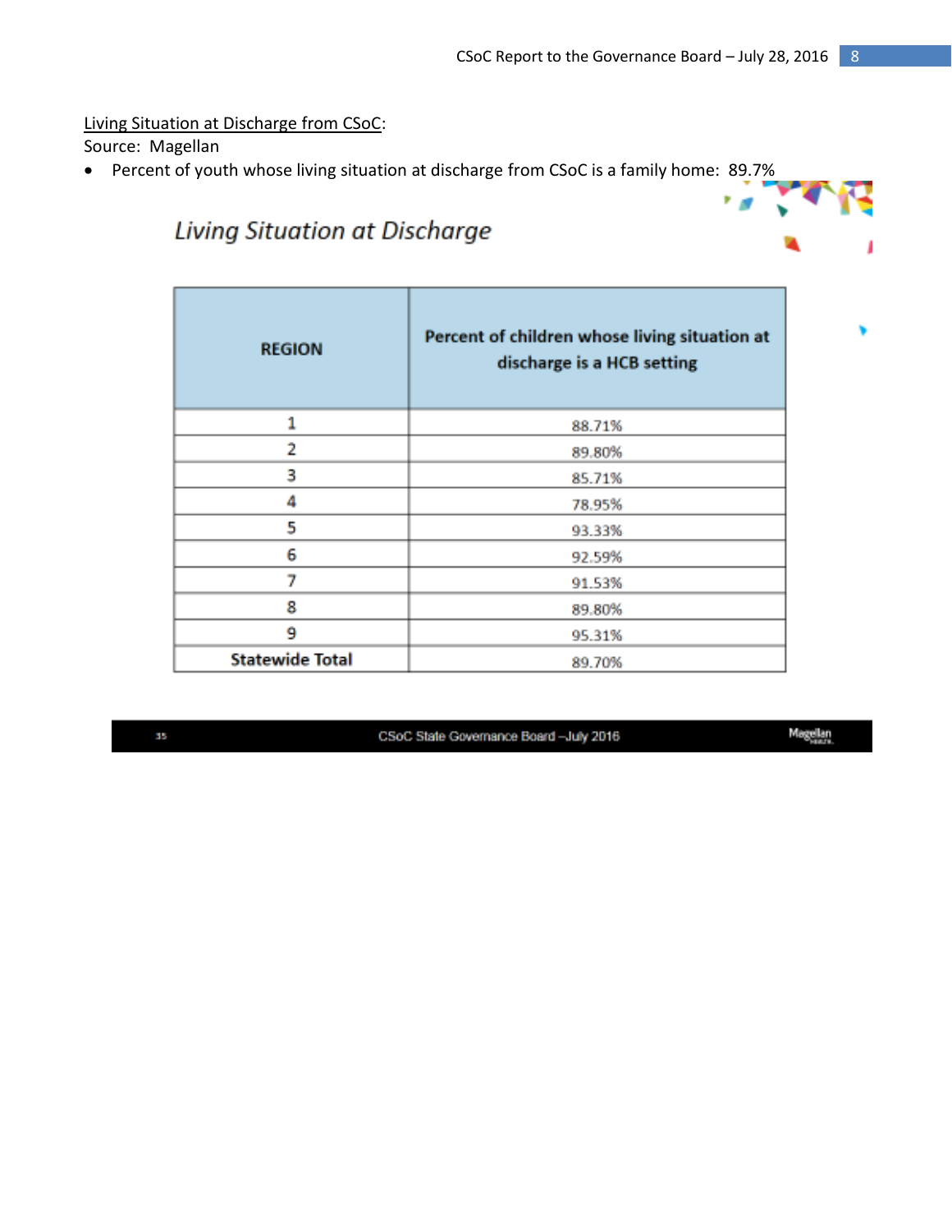Living Situation at Discharge from CSoC:

Source: Magellan

- Percent of youth whose living situation at discharge from CSoC is a family home: 89.7%

*Living Situation at Discharge*

| REGION | Percent of children whose living situation at discharge is a HCB setting |
|---|---|
| 1 | 88.71% |
| 2 | 89.80% |
| 3 | 85.71% |
| 4 | 78.95% |
| 5 | 93.33% |
| 6 | 92.59% |
| 7 | 91.53% |
| 8 | 89.80% |
| 9 | 95.31% |
| **Statewide Total** | 89.70% |

35 CSoC State Governance Board –July 2016 Magellan